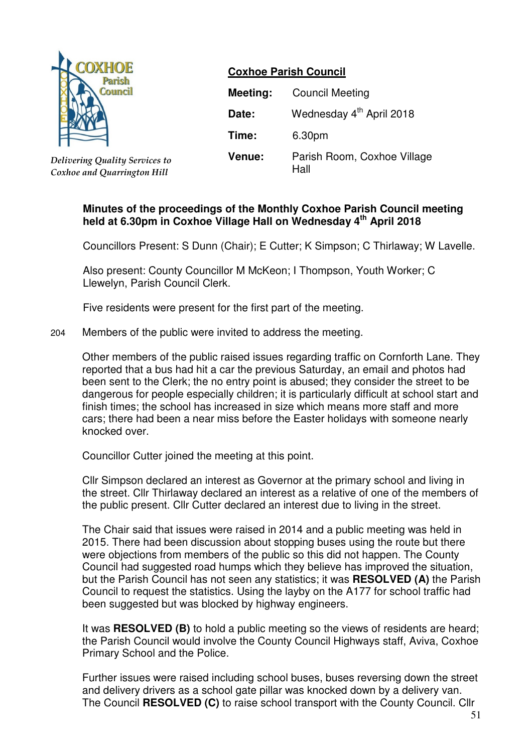Delivering Quality Services to Coxhoe and Quarrington Hill

**Coxhoe Parish Council**

| | |
|---|---|
| **Meeting:** | Council Meeting |
| **Date:** | Wednesday 4th April 2018 |
| **Time:** | 6.30pm |
| **Venue:** | Parish Room, Coxhoe Village Hall |

**Minutes of the proceedings of the Monthly Coxhoe Parish Council meeting held at 6.30pm in Coxhoe Village Hall on Wednesday 4th April 2018**

Councillors Present: S Dunn (Chair); E Cutter; K Simpson; C Thirlaway; W Lavelle.

Also present: County Councillor M McKeon; I Thompson, Youth Worker; C Llewelyn, Parish Council Clerk.

Five residents were present for the first part of the meeting.

204 Members of the public were invited to address the meeting.

Other members of the public raised issues regarding traffic on Cornforth Lane. They reported that a bus had hit a car the previous Saturday, an email and photos had been sent to the Clerk; the no entry point is abused; they consider the street to be dangerous for people especially children; it is particularly difficult at school start and finish times; the school has increased in size which means more staff and more cars; there had been a near miss before the Easter holidays with someone nearly knocked over.

Councillor Cutter joined the meeting at this point.

Cllr Simpson declared an interest as Governor at the primary school and living in the street. Cllr Thirlaway declared an interest as a relative of one of the members of the public present. Cllr Cutter declared an interest due to living in the street.

The Chair said that issues were raised in 2014 and a public meeting was held in 2015. There had been discussion about stopping buses using the route but there were objections from members of the public so this did not happen. The County Council had suggested road humps which they believe has improved the situation, but the Parish Council has not seen any statistics; it was **RESOLVED (A)** the Parish Council to request the statistics. Using the layby on the A177 for school traffic had been suggested but was blocked by highway engineers.

It was **RESOLVED (B)** to hold a public meeting so the views of residents are heard; the Parish Council would involve the County Council Highways staff, Aviva, Coxhoe Primary School and the Police.

Further issues were raised including school buses, buses reversing down the street and delivery drivers as a school gate pillar was knocked down by a delivery van. The Council **RESOLVED (C)** to raise school transport with the County Council. Cllr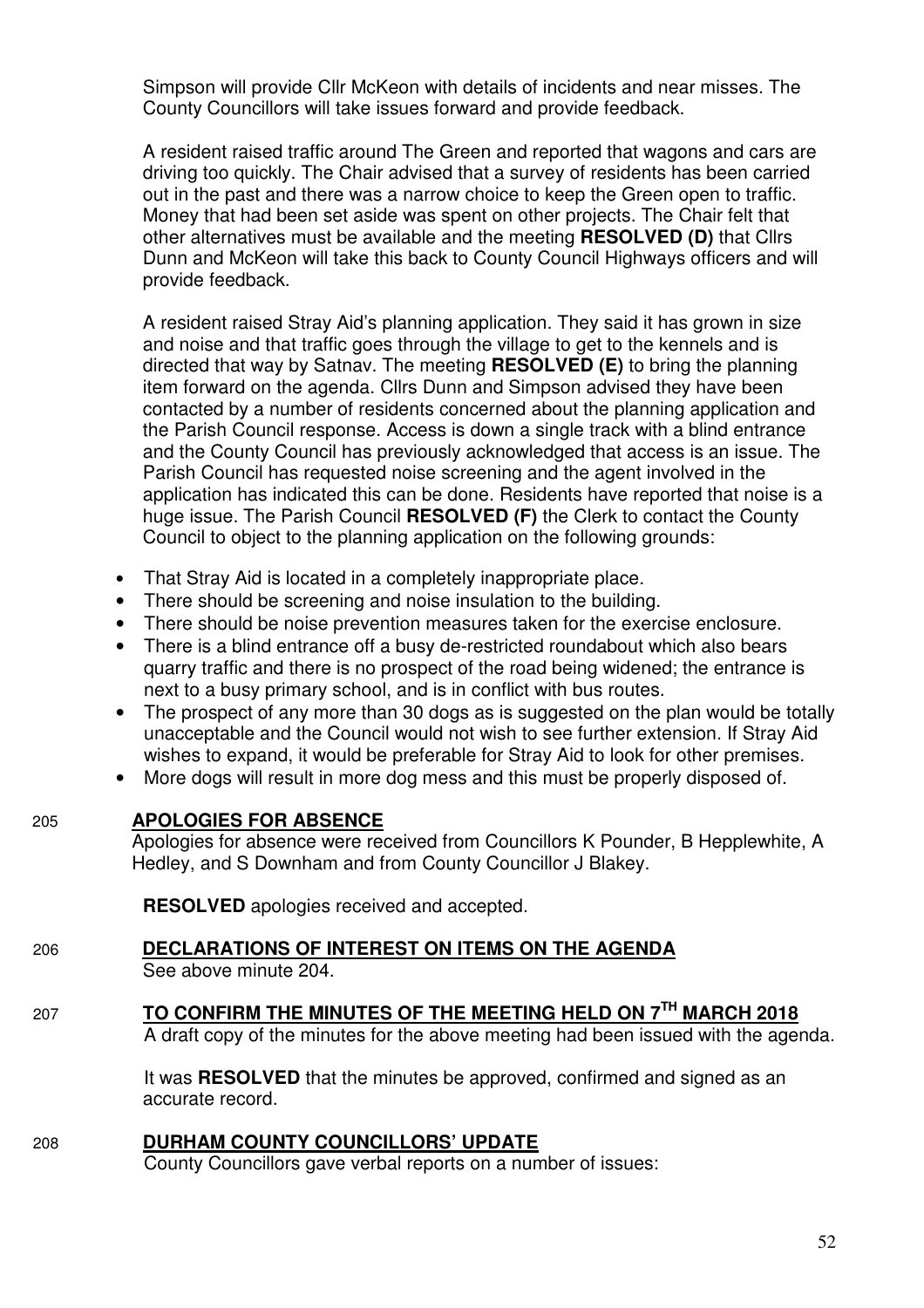Simpson will provide Cllr McKeon with details of incidents and near misses. The County Councillors will take issues forward and provide feedback.

A resident raised traffic around The Green and reported that wagons and cars are driving too quickly. The Chair advised that a survey of residents has been carried out in the past and there was a narrow choice to keep the Green open to traffic. Money that had been set aside was spent on other projects. The Chair felt that other alternatives must be available and the meeting **RESOLVED (D)** that Cllrs Dunn and McKeon will take this back to County Council Highways officers and will provide feedback.

A resident raised Stray Aid's planning application. They said it has grown in size and noise and that traffic goes through the village to get to the kennels and is directed that way by Satnav. The meeting **RESOLVED (E)** to bring the planning item forward on the agenda. Cllrs Dunn and Simpson advised they have been contacted by a number of residents concerned about the planning application and the Parish Council response. Access is down a single track with a blind entrance and the County Council has previously acknowledged that access is an issue. The Parish Council has requested noise screening and the agent involved in the application has indicated this can be done. Residents have reported that noise is a huge issue. The Parish Council **RESOLVED (F)** the Clerk to contact the County Council to object to the planning application on the following grounds:

- That Stray Aid is located in a completely inappropriate place.
- There should be screening and noise insulation to the building.
- There should be noise prevention measures taken for the exercise enclosure.
- There is a blind entrance off a busy de-restricted roundabout which also bears quarry traffic and there is no prospect of the road being widened; the entrance is next to a busy primary school, and is in conflict with bus routes.
- The prospect of any more than 30 dogs as is suggested on the plan would be totally unacceptable and the Council would not wish to see further extension. If Stray Aid wishes to expand, it would be preferable for Stray Aid to look for other premises.
- More dogs will result in more dog mess and this must be properly disposed of.

## 205 APOLOGIES FOR ABSENCE

Apologies for absence were received from Councillors K Pounder, B Hepplewhite, A Hedley, and S Downham and from County Councillor J Blakey.

**RESOLVED** apologies received and accepted.

## 206 DECLARATIONS OF INTEREST ON ITEMS ON THE AGENDA

See above minute 204.

## 207 TO CONFIRM THE MINUTES OF THE MEETING HELD ON 7TH MARCH 2018

A draft copy of the minutes for the above meeting had been issued with the agenda.

It was **RESOLVED** that the minutes be approved, confirmed and signed as an accurate record.

## 208 DURHAM COUNTY COUNCILLORS' UPDATE

County Councillors gave verbal reports on a number of issues: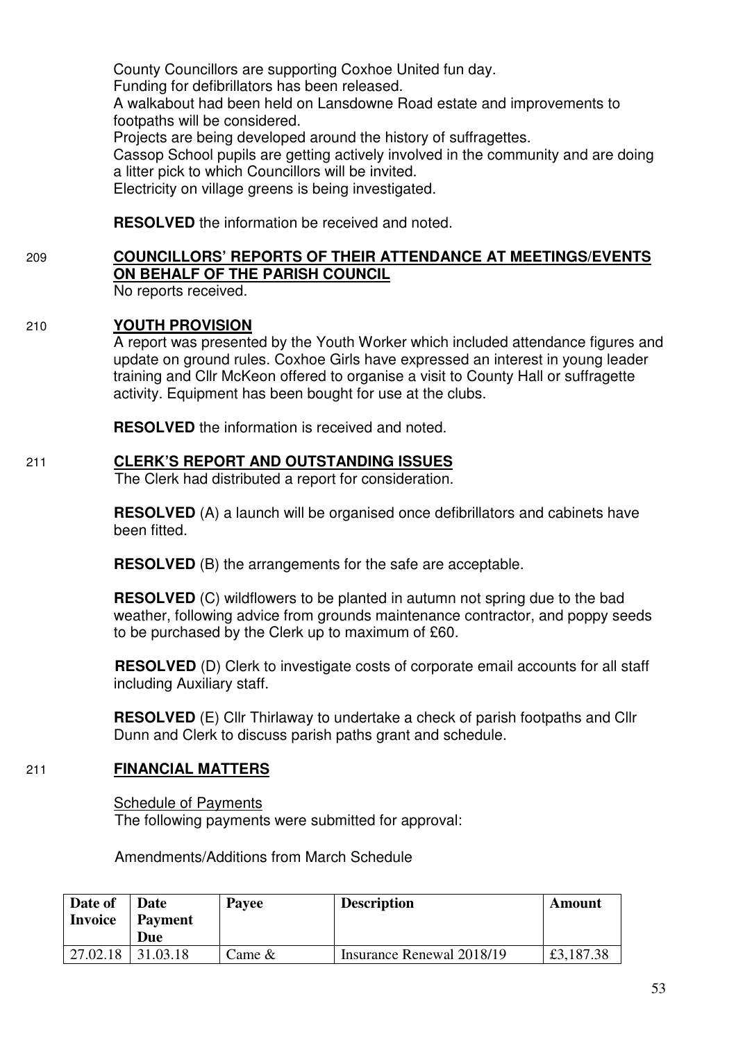County Councillors are supporting Coxhoe United fun day.
Funding for defibrillators has been released.
A walkabout had been held on Lansdowne Road estate and improvements to footpaths will be considered.
Projects are being developed around the history of suffragettes.
Cassop School pupils are getting actively involved in the community and are doing a litter pick to which Councillors will be invited.
Electricity on village greens is being investigated.

**RESOLVED** the information be received and noted.

209 **COUNCILLORS' REPORTS OF THEIR ATTENDANCE AT MEETINGS/EVENTS ON BEHALF OF THE PARISH COUNCIL**

No reports received.

210 **YOUTH PROVISION**

A report was presented by the Youth Worker which included attendance figures and update on ground rules. Coxhoe Girls have expressed an interest in young leader training and Cllr McKeon offered to organise a visit to County Hall or suffragette activity. Equipment has been bought for use at the clubs.

**RESOLVED** the information is received and noted.

211 **CLERK'S REPORT AND OUTSTANDING ISSUES**

The Clerk had distributed a report for consideration.

**RESOLVED** (A) a launch will be organised once defibrillators and cabinets have been fitted.

**RESOLVED** (B) the arrangements for the safe are acceptable.

**RESOLVED** (C) wildflowers to be planted in autumn not spring due to the bad weather, following advice from grounds maintenance contractor, and poppy seeds to be purchased by the Clerk up to maximum of £60.

**RESOLVED** (D) Clerk to investigate costs of corporate email accounts for all staff including Auxiliary staff.

**RESOLVED** (E) Cllr Thirlaway to undertake a check of parish footpaths and Cllr Dunn and Clerk to discuss parish paths grant and schedule.

211 **FINANCIAL MATTERS**

Schedule of Payments

The following payments were submitted for approval:

Amendments/Additions from March Schedule

| Date of Invoice | Date Payment Due | Payee | Description | Amount |
|---|---|---|---|---|
| 27.02.18 | 31.03.18 | Came & | Insurance Renewal 2018/19 | £3,187.38 |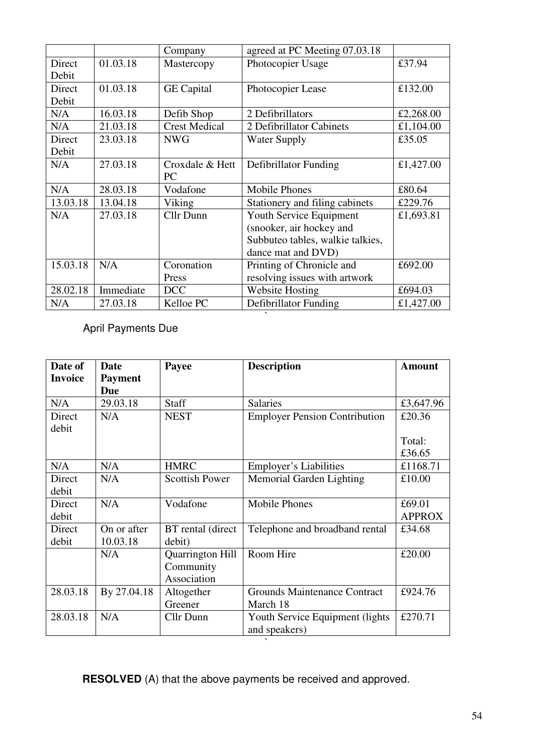|  |  | Company | agreed at PC Meeting 07.03.18 |  |
| --- | --- | --- | --- | --- |
| Direct Debit | 01.03.18 | Mastercopy | Photocopier Usage | £37.94 |
| Direct Debit | 01.03.18 | GE Capital | Photocopier Lease | £132.00 |
| N/A | 16.03.18 | Defib Shop | 2 Defibrillators | £2,268.00 |
| N/A | 21.03.18 | Crest Medical | 2 Defibrillator Cabinets | £1,104.00 |
| Direct Debit | 23.03.18 | NWG | Water Supply | £35.05 |
| N/A | 27.03.18 | Croxdale & Hett PC | Defibrillator Funding | £1,427.00 |
| N/A | 28.03.18 | Vodafone | Mobile Phones | £80.64 |
| 13.03.18 | 13.04.18 | Viking | Stationery and filing cabinets | £229.76 |
| N/A | 27.03.18 | Cllr Dunn | Youth Service Equipment (snooker, air hockey and Subbuteo tables, walkie talkies, dance mat and DVD) | £1,693.81 |
| 15.03.18 | N/A | Coronation Press | Printing of Chronicle and resolving issues with artwork | £692.00 |
| 28.02.18 | Immediate | DCC | Website Hosting | £694.03 |
| N/A | 27.03.18 | Kelloe PC | Defibrillator Funding | £1,427.00 |

April Payments Due

| Date of Invoice | Date Payment Due | Payee | Description | Amount |
| --- | --- | --- | --- | --- |
| N/A | 29.03.18 | Staff | Salaries | £3,647.96 |
| Direct debit | N/A | NEST | Employer Pension Contribution | £20.36<br><br>Total: £36.65 |
| N/A | N/A | HMRC | Employer's Liabilities | £1168.71 |
| Direct debit | N/A | Scottish Power | Memorial Garden Lighting | £10.00 |
| Direct debit | N/A | Vodafone | Mobile Phones | £69.01 APPROX |
| Direct debit | On or after 10.03.18 | BT rental (direct debit) | Telephone and broadband rental | £34.68 |
|  | N/A | Quarrington Hill Community Association | Room Hire | £20.00 |
| 28.03.18 | By 27.04.18 | Altogether Greener | Grounds Maintenance Contract March 18 | £924.76 |
| 28.03.18 | N/A | Cllr Dunn | Youth Service Equipment (lights and speakers) | £270.71 |

**RESOLVED** (A) that the above payments be received and approved.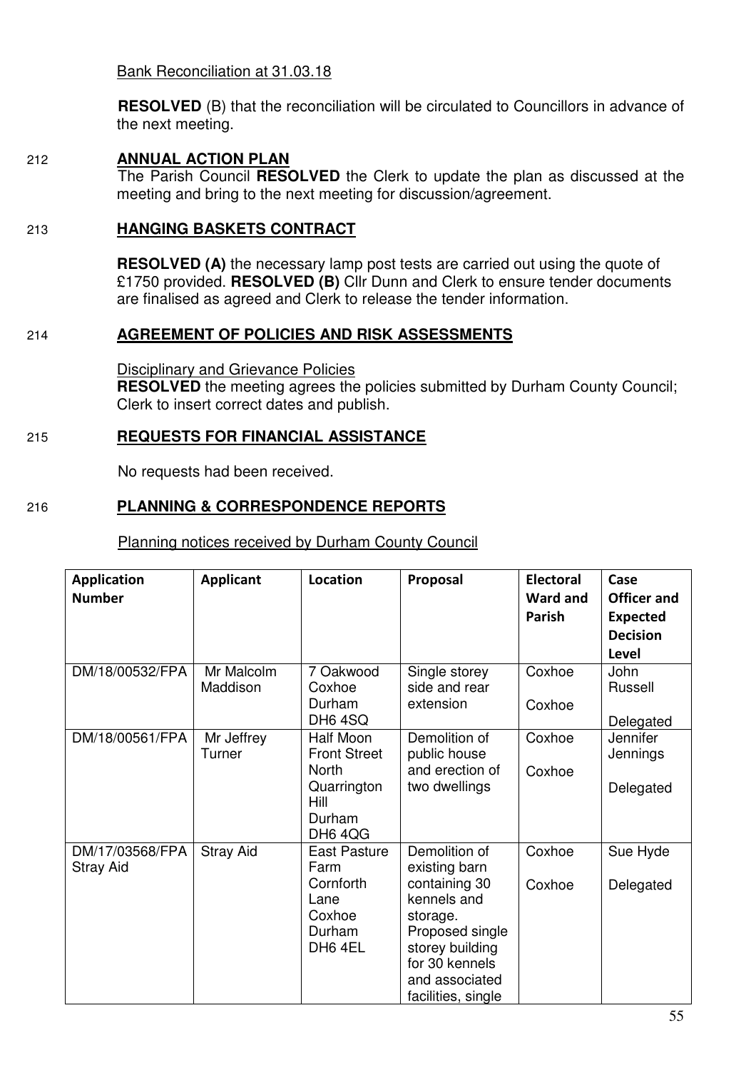Bank Reconciliation at 31.03.18

**RESOLVED** (B) that the reconciliation will be circulated to Councillors in advance of the next meeting.

212 **ANNUAL ACTION PLAN**

The Parish Council **RESOLVED** the Clerk to update the plan as discussed at the meeting and bring to the next meeting for discussion/agreement.

213 **HANGING BASKETS CONTRACT**

**RESOLVED (A)** the necessary lamp post tests are carried out using the quote of £1750 provided. **RESOLVED (B)** Cllr Dunn and Clerk to ensure tender documents are finalised as agreed and Clerk to release the tender information.

214 **AGREEMENT OF POLICIES AND RISK ASSESSMENTS**

Disciplinary and Grievance Policies

**RESOLVED** the meeting agrees the policies submitted by Durham County Council; Clerk to insert correct dates and publish.

215 **REQUESTS FOR FINANCIAL ASSISTANCE**

No requests had been received.

216 **PLANNING & CORRESPONDENCE REPORTS**

Planning notices received by Durham County Council

| Application Number | Applicant | Location | Proposal | Electoral Ward and Parish | Case Officer and Expected Decision Level |
|---|---|---|---|---|---|
| DM/18/00532/FPA | Mr Malcolm Maddison | 7 Oakwood Coxhoe Durham DH6 4SQ | Single storey side and rear extension | Coxhoe Coxhoe | John Russell Delegated |
| DM/18/00561/FPA | Mr Jeffrey Turner | Half Moon Front Street North Quarrington Hill Durham DH6 4QG | Demolition of public house and erection of two dwellings | Coxhoe Coxhoe | Jennifer Jennings Delegated |
| DM/17/03568/FPA Stray Aid | Stray Aid | East Pasture Farm Cornforth Lane Coxhoe Durham DH6 4EL | Demolition of existing barn containing 30 kennels and storage. Proposed single storey building for 30 kennels and associated facilities, single | Coxhoe Coxhoe | Sue Hyde Delegated |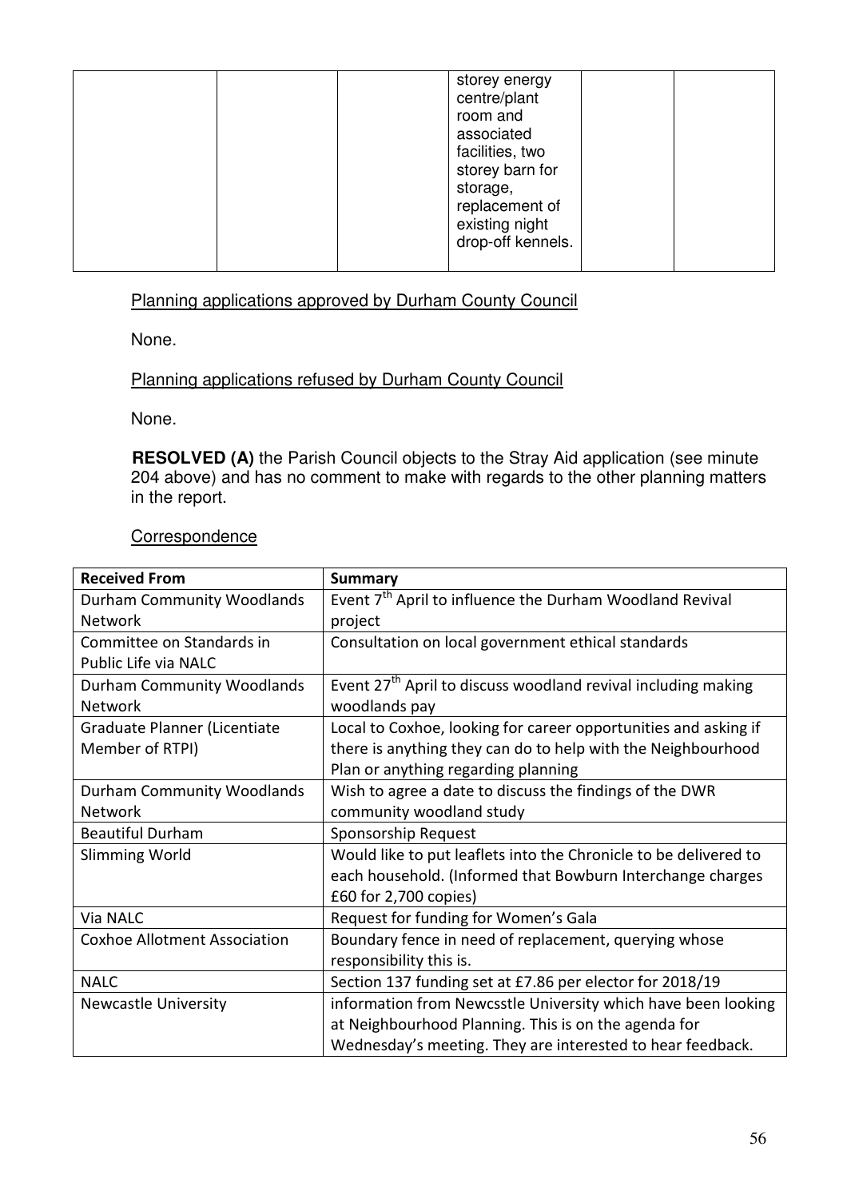| | | | storey energy centre/plant room and associated facilities, two storey barn for storage, replacement of existing night drop-off kennels. | | |
|---|---|---|---|---|---|

Planning applications approved by Durham County Council

None.

Planning applications refused by Durham County Council

None.

**RESOLVED (A)** the Parish Council objects to the Stray Aid application (see minute 204 above) and has no comment to make with regards to the other planning matters in the report.

Correspondence

| Received From | Summary |
|---|---|
| Durham Community Woodlands Network | Event 7th April to influence the Durham Woodland Revival project |
| Committee on Standards in Public Life via NALC | Consultation on local government ethical standards |
| Durham Community Woodlands Network | Event 27th April to discuss woodland revival including making woodlands pay |
| Graduate Planner (Licentiate Member of RTPI) | Local to Coxhoe, looking for career opportunities and asking if there is anything they can do to help with the Neighbourhood Plan or anything regarding planning |
| Durham Community Woodlands Network | Wish to agree a date to discuss the findings of the DWR community woodland study |
| Beautiful Durham | Sponsorship Request |
| Slimming World | Would like to put leaflets into the Chronicle to be delivered to each household. (Informed that Bowburn Interchange charges £60 for 2,700 copies) |
| Via NALC | Request for funding for Women's Gala |
| Coxhoe Allotment Association | Boundary fence in need of replacement, querying whose responsibility this is. |
| NALC | Section 137 funding set at £7.86 per elector for 2018/19 |
| Newcastle University | information from Newcsstle University which have been looking at Neighbourhood Planning. This is on the agenda for Wednesday's meeting. They are interested to hear feedback. |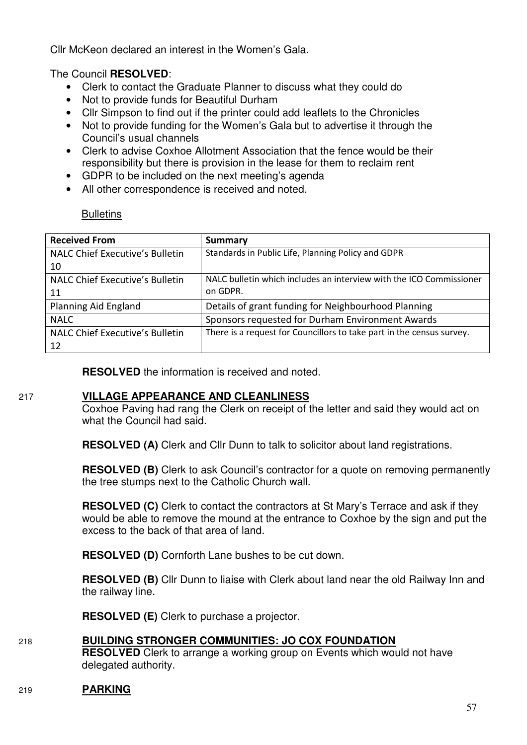Cllr McKeon declared an interest in the Women's Gala.

The Council **RESOLVED**:

- Clerk to contact the Graduate Planner to discuss what they could do
- Not to provide funds for Beautiful Durham
- Cllr Simpson to find out if the printer could add leaflets to the Chronicles
- Not to provide funding for the Women's Gala but to advertise it through the Council's usual channels
- Clerk to advise Coxhoe Allotment Association that the fence would be their responsibility but there is provision in the lease for them to reclaim rent
- GDPR to be included on the next meeting's agenda
- All other correspondence is received and noted.

Bulletins

| Received From | Summary |
|---|---|
| NALC Chief Executive's Bulletin 10 | Standards in Public Life, Planning Policy and GDPR |
| NALC Chief Executive's Bulletin 11 | NALC bulletin which includes an interview with the ICO Commissioner on GDPR. |
| Planning Aid England | Details of grant funding for Neighbourhood Planning |
| NALC | Sponsors requested for Durham Environment Awards |
| NALC Chief Executive's Bulletin 12 | There is a request for Councillors to take part in the census survey. |

**RESOLVED** the information is received and noted.

217 **VILLAGE APPEARANCE AND CLEANLINESS**

Coxhoe Paving had rang the Clerk on receipt of the letter and said they would act on what the Council had said.

**RESOLVED (A)** Clerk and Cllr Dunn to talk to solicitor about land registrations.

**RESOLVED (B)** Clerk to ask Council's contractor for a quote on removing permanently the tree stumps next to the Catholic Church wall.

**RESOLVED (C)** Clerk to contact the contractors at St Mary's Terrace and ask if they would be able to remove the mound at the entrance to Coxhoe by the sign and put the excess to the back of that area of land.

**RESOLVED (D)** Cornforth Lane bushes to be cut down.

**RESOLVED (B)** Cllr Dunn to liaise with Clerk about land near the old Railway Inn and the railway line.

**RESOLVED (E)** Clerk to purchase a projector.

218 **BUILDING STRONGER COMMUNITIES: JO COX FOUNDATION**

**RESOLVED** Clerk to arrange a working group on Events which would not have delegated authority.

219 **PARKING**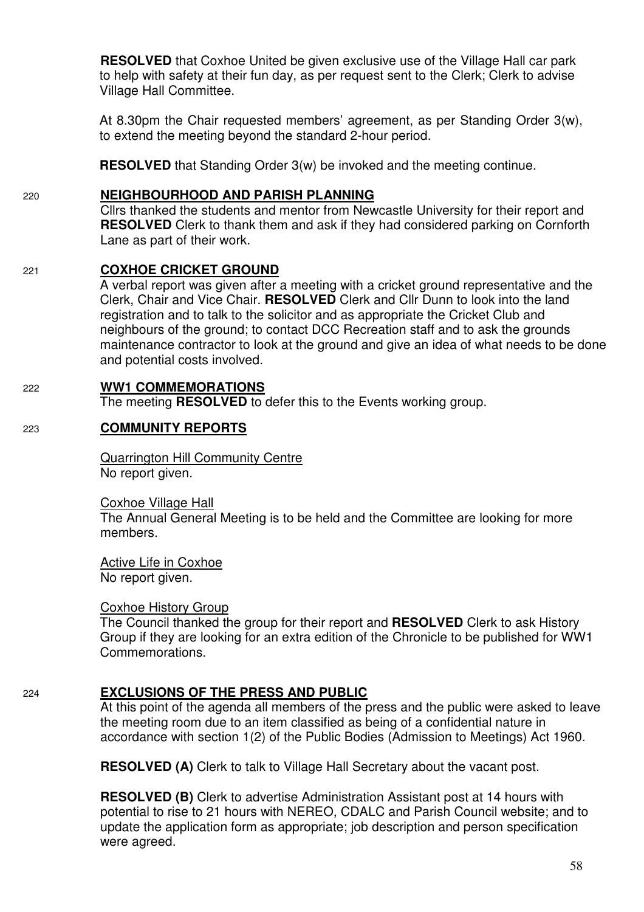**RESOLVED** that Coxhoe United be given exclusive use of the Village Hall car park to help with safety at their fun day, as per request sent to the Clerk; Clerk to advise Village Hall Committee.

At 8.30pm the Chair requested members' agreement, as per Standing Order 3(w), to extend the meeting beyond the standard 2-hour period.

**RESOLVED** that Standing Order 3(w) be invoked and the meeting continue.

220 **NEIGHBOURHOOD AND PARISH PLANNING**

Cllrs thanked the students and mentor from Newcastle University for their report and **RESOLVED** Clerk to thank them and ask if they had considered parking on Cornforth Lane as part of their work.

221 **COXHOE CRICKET GROUND**

A verbal report was given after a meeting with a cricket ground representative and the Clerk, Chair and Vice Chair. **RESOLVED** Clerk and Cllr Dunn to look into the land registration and to talk to the solicitor and as appropriate the Cricket Club and neighbours of the ground; to contact DCC Recreation staff and to ask the grounds maintenance contractor to look at the ground and give an idea of what needs to be done and potential costs involved.

222 **WW1 COMMEMORATIONS**

The meeting **RESOLVED** to defer this to the Events working group.

223 **COMMUNITY REPORTS**

Quarrington Hill Community Centre
No report given.

Coxhoe Village Hall
The Annual General Meeting is to be held and the Committee are looking for more members.

Active Life in Coxhoe
No report given.

Coxhoe History Group
The Council thanked the group for their report and **RESOLVED** Clerk to ask History Group if they are looking for an extra edition of the Chronicle to be published for WW1 Commemorations.

224 **EXCLUSIONS OF THE PRESS AND PUBLIC**

At this point of the agenda all members of the press and the public were asked to leave the meeting room due to an item classified as being of a confidential nature in accordance with section 1(2) of the Public Bodies (Admission to Meetings) Act 1960.

**RESOLVED (A)** Clerk to talk to Village Hall Secretary about the vacant post.

**RESOLVED (B)** Clerk to advertise Administration Assistant post at 14 hours with potential to rise to 21 hours with NEREO, CDALC and Parish Council website; and to update the application form as appropriate; job description and person specification were agreed.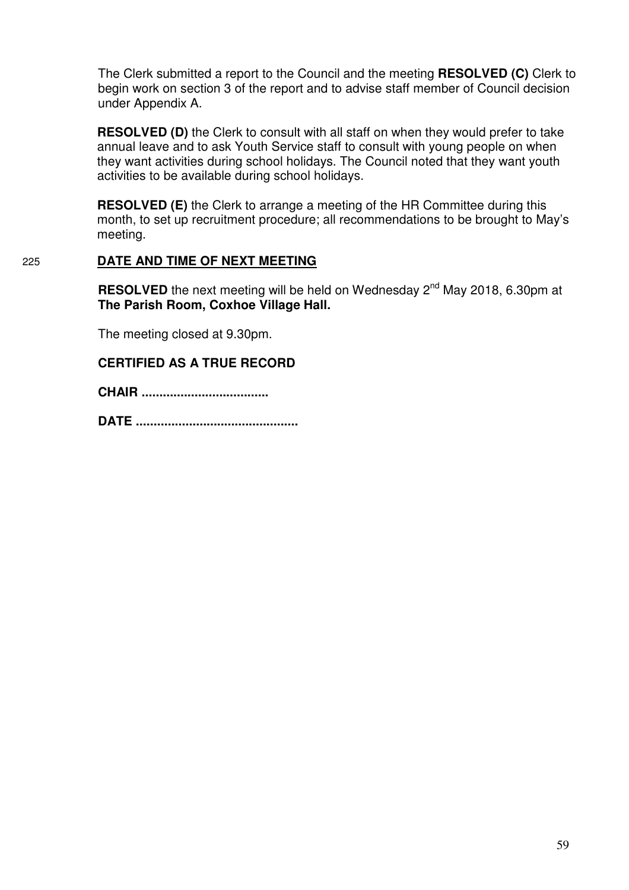The Clerk submitted a report to the Council and the meeting **RESOLVED (C)** Clerk to begin work on section 3 of the report and to advise staff member of Council decision under Appendix A.

**RESOLVED (D)** the Clerk to consult with all staff on when they would prefer to take annual leave and to ask Youth Service staff to consult with young people on when they want activities during school holidays. The Council noted that they want youth activities to be available during school holidays.

**RESOLVED (E)** the Clerk to arrange a meeting of the HR Committee during this month, to set up recruitment procedure; all recommendations to be brought to May's meeting.

225 **DATE AND TIME OF NEXT MEETING**

**RESOLVED** the next meeting will be held on Wednesday 2nd May 2018, 6.30pm at **The Parish Room, Coxhoe Village Hall.**

The meeting closed at 9.30pm.

**CERTIFIED AS A TRUE RECORD**

**CHAIR ...................................**

**DATE .............................................**